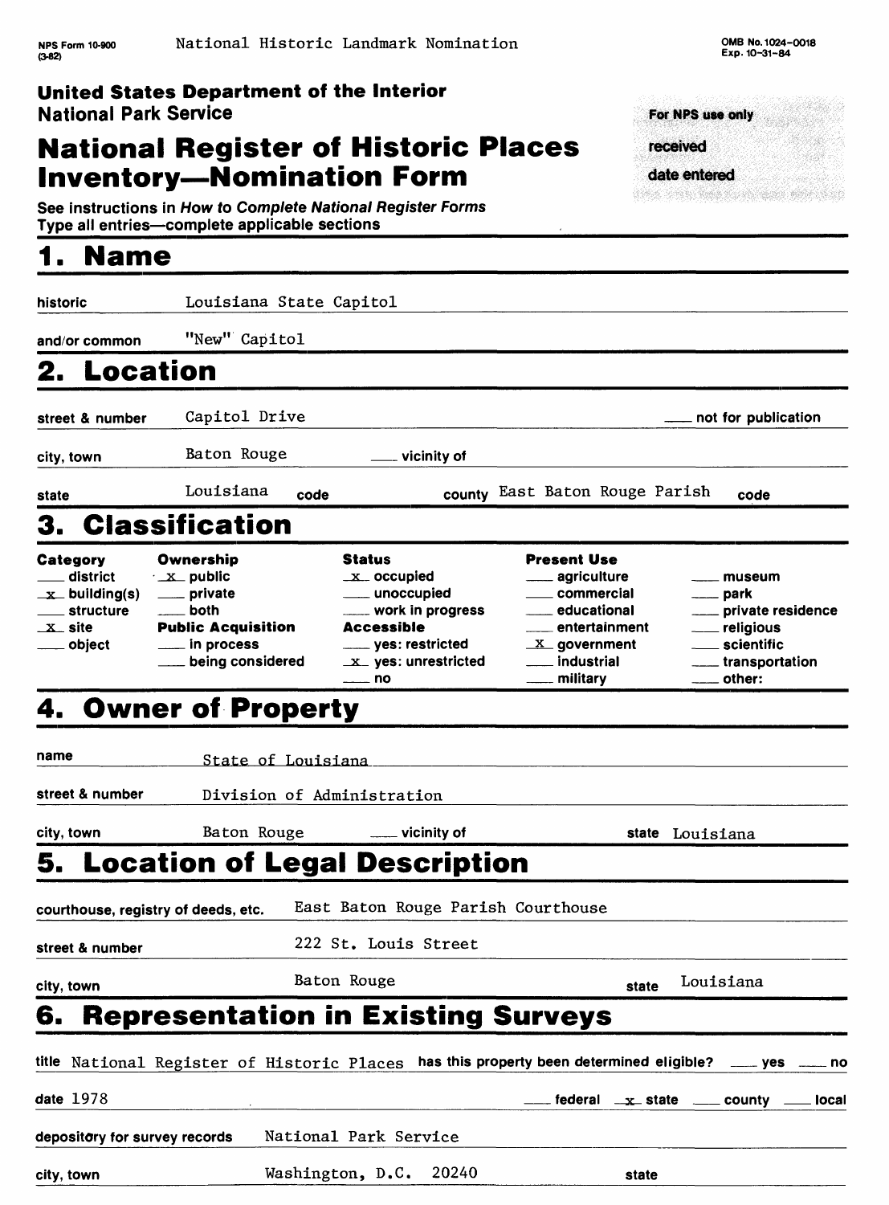NPS Form 10-900 (3-82)

National Historic Landmark Nomination

OMB No. 1024-0018
Exp. 10-31-84

**United States Department of the Interior**
**National Park Service**

# National Register of Historic Places Inventory—Nomination Form

For NPS use only
received
date entered

See instructions in *How to Complete National Register Forms*
Type all entries—complete applicable sections

## 1. Name

historic: Louisiana State Capitol

and/or common: "New" Capitol

## 2. Location

street & number: Capitol Drive — ___ not for publication

city, town: Baton Rouge — ___ vicinity of

state: Louisiana — code — county: East Baton Rouge Parish — code

## 3. Classification

| Category | Ownership | Status | Present Use | |
|---|---|---|---|---|
| ___ district | _x_ public | _x_ occupied | ___ agriculture | ___ museum |
| _x_ building(s) | ___ private | ___ unoccupied | ___ commercial | ___ park |
| ___ structure | ___ both | ___ work in progress | ___ educational | ___ private residence |
| _x_ site | **Public Acquisition** | **Accessible** | ___ entertainment | ___ religious |
| ___ object | ___ in process | ___ yes: restricted | _x_ government | ___ scientific |
| | ___ being considered | _x_ yes: unrestricted | ___ industrial | ___ transportation |
| | | ___ no | ___ military | ___ other: |

## 4. Owner of Property

name: State of Louisiana

street & number: Division of Administration

city, town: Baton Rouge — ___ vicinity of — state: Louisiana

## 5. Location of Legal Description

courthouse, registry of deeds, etc.: East Baton Rouge Parish Courthouse

street & number: 222 St. Louis Street

city, town: Baton Rouge — state: Louisiana

## 6. Representation in Existing Surveys

title: National Register of Historic Places — has this property been determined eligible? ___ yes ___ no

date: 1978 — ___ federal _x_ state ___ county ___ local

depository for survey records: National Park Service

city, town: Washington, D.C. 20240 — state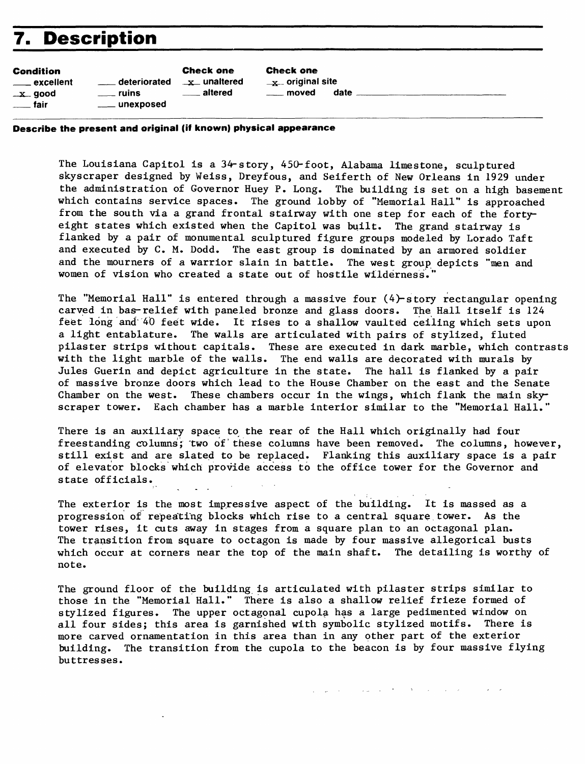# 7. Description

| Condition | | Check one | Check one |
|---|---|---|---|
| ___ excellent | ___ deteriorated | x unaltered | x original site |
| x good | ___ ruins | ___ altered | ___ moved date ___ |
| ___ fair | ___ unexposed | | |

**Describe the present and original (if known) physical appearance**

The Louisiana Capitol is a 34-story, 450-foot, Alabama limestone, sculptured skyscraper designed by Weiss, Dreyfous, and Seiferth of New Orleans in 1929 under the administration of Governor Huey P. Long. The building is set on a high basement which contains service spaces. The ground lobby of "Memorial Hall" is approached from the south via a grand frontal stairway with one step for each of the forty-eight states which existed when the Capitol was built. The grand stairway is flanked by a pair of monumental sculptured figure groups modeled by Lorado Taft and executed by C. M. Dodd. The east group is dominated by an armored soldier and the mourners of a warrior slain in battle. The west group depicts "men and women of vision who created a state out of hostile wilderness."

The "Memorial Hall" is entered through a massive four (4)-story rectangular opening carved in bas-relief with paneled bronze and glass doors. The Hall itself is 124 feet long and 40 feet wide. It rises to a shallow vaulted ceiling which sets upon a light entablature. The walls are articulated with pairs of stylized, fluted pilaster strips without capitals. These are executed in dark marble, which contrasts with the light marble of the walls. The end walls are decorated with murals by Jules Guerin and depict agriculture in the state. The hall is flanked by a pair of massive bronze doors which lead to the House Chamber on the east and the Senate Chamber on the west. These chambers occur in the wings, which flank the main skyscraper tower. Each chamber has a marble interior similar to the "Memorial Hall."

There is an auxiliary space to the rear of the Hall which originally had four freestanding columns; two of these columns have been removed. The columns, however, still exist and are slated to be replaced. Flanking this auxiliary space is a pair of elevator blocks which provide access to the office tower for the Governor and state officials.

The exterior is the most impressive aspect of the building. It is massed as a progression of repeating blocks which rise to a central square tower. As the tower rises, it cuts away in stages from a square plan to an octagonal plan. The transition from square to octagon is made by four massive allegorical busts which occur at corners near the top of the main shaft. The detailing is worthy of note.

The ground floor of the building is articulated with pilaster strips similar to those in the "Memorial Hall." There is also a shallow relief frieze formed of stylized figures. The upper octagonal cupola has a large pedimented window on all four sides; this area is garnished with symbolic stylized motifs. There is more carved ornamentation in this area than in any other part of the exterior building. The transition from the cupola to the beacon is by four massive flying buttresses.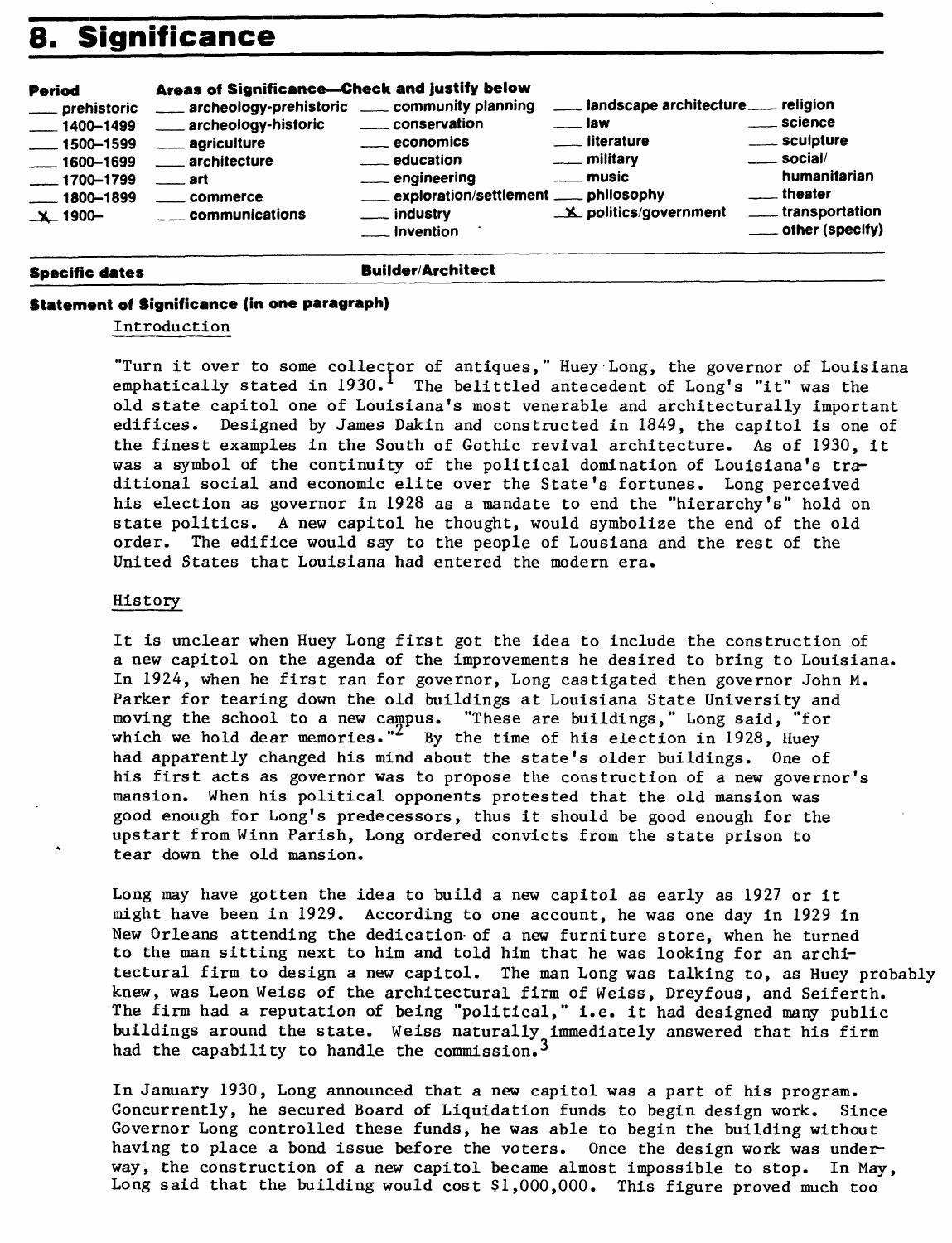## 8. Significance

| Period | Areas of Significance—Check and justify below | | | |
|---|---|---|---|---|
| ___ prehistoric | ___ archeology-prehistoric | ___ community planning | ___ landscape architecture | ___ religion |
| ___ 1400–1499 | ___ archeology-historic | ___ conservation | ___ law | ___ science |
| ___ 1500–1599 | ___ agriculture | ___ economics | ___ literature | ___ sculpture |
| ___ 1600–1699 | ___ architecture | ___ education | ___ military | ___ social/ humanitarian |
| ___ 1700–1799 | ___ art | ___ engineering | ___ music | ___ theater |
| ___ 1800–1899 | ___ commerce | ___ exploration/settlement | ___ philosophy | ___ transportation |
| _X_ 1900– | ___ communications | ___ industry | _X_ politics/government | ___ other (specify) |
| | | ___ invention | | |

**Specific dates** **Builder/Architect**

**Statement of Significance (in one paragraph)**

Introduction

"Turn it over to some collector of antiques," Huey Long, the governor of Louisiana emphatically stated in 1930.[1] The belittled antecedent of Long's "it" was the old state capitol one of Louisiana's most venerable and architecturally important edifices. Designed by James Dakin and constructed in 1849, the capitol is one of the finest examples in the South of Gothic revival architecture. As of 1930, it was a symbol of the continuity of the political domination of Louisiana's traditional social and economic elite over the State's fortunes. Long perceived his election as governor in 1928 as a mandate to end the "hierarchy's" hold on state politics. A new capitol he thought, would symbolize the end of the old order. The edifice would say to the people of Lousiana and the rest of the United States that Louisiana had entered the modern era.

History

It is unclear when Huey Long first got the idea to include the construction of a new capitol on the agenda of the improvements he desired to bring to Louisiana. In 1924, when he first ran for governor, Long castigated then governor John M. Parker for tearing down the old buildings at Louisiana State University and moving the school to a new campus. "These are buildings," Long said, "for which we hold dear memories."[2] By the time of his election in 1928, Huey had apparently changed his mind about the state's older buildings. One of his first acts as governor was to propose the construction of a new governor's mansion. When his political opponents protested that the old mansion was good enough for Long's predecessors, thus it should be good enough for the upstart from Winn Parish, Long ordered convicts from the state prison to tear down the old mansion.

Long may have gotten the idea to build a new capitol as early as 1927 or it might have been in 1929. According to one account, he was one day in 1929 in New Orleans attending the dedication of a new furniture store, when he turned to the man sitting next to him and told him that he was looking for an architectural firm to design a new capitol. The man Long was talking to, as Huey probably knew, was Leon Weiss of the architectural firm of Weiss, Dreyfous, and Seiferth. The firm had a reputation of being "political," i.e. it had designed many public buildings around the state. Weiss naturally immediately answered that his firm had the capability to handle the commission.[3]

In January 1930, Long announced that a new capitol was a part of his program. Concurrently, he secured Board of Liquidation funds to begin design work. Since Governor Long controlled these funds, he was able to begin the building without having to place a bond issue before the voters. Once the design work was underway, the construction of a new capitol became almost impossible to stop. In May, Long said that the building would cost $1,000,000. This figure proved much too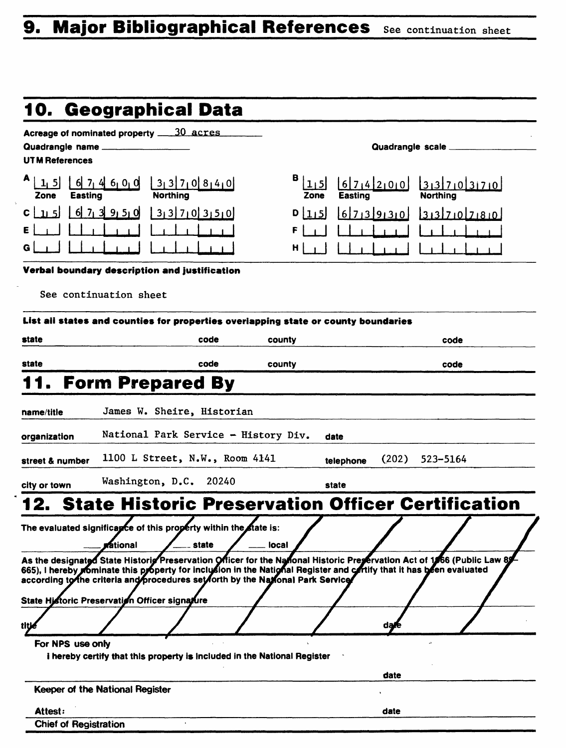## 9. Major Bibliographical References

See continuation sheet

## 10. Geographical Data

Acreage of nominated property 30 acres

Quadrangle name

Quadrangle scale

UTM References

| | Zone | Easting | Northing | | Zone | Easting | Northing |
|---|---|---|---|---|---|---|---|
| A | 15 | 674600 | 3370840 | B | 15 | 674200 | 3370370 |
| C | 15 | 673950 | 3370350 | D | 15 | 673930 | 3370780 |
| E | | | | F | | | |
| G | | | | H | | | |

**Verbal boundary description and justification**

See continuation sheet

**List all states and counties for properties overlapping state or county boundaries**

| state | code | county | code |
|---|---|---|---|
| state | code | county | code |

## 11. Form Prepared By

name/title James W. Sheire, Historian

organization National Park Service - History Div. date

street & number 1100 L Street, N.W., Room 4141 telephone (202) 523-5164

city or town Washington, D.C. 20240 state

## 12. State Historic Preservation Officer Certification

The evaluated significance of this property within the state is:

___ national ___ state ___ local

As the designated State Historic Preservation Officer for the National Historic Preservation Act of 1966 (Public Law 89-665), I hereby nominate this property for inclusion in the National Register and certify that it has been evaluated according to the criteria and procedures set forth by the National Park Service.

State Historic Preservation Officer signature

title date

For NPS use only

I hereby certify that this property is included in the National Register

date

Keeper of the National Register

Attest: date

Chief of Registration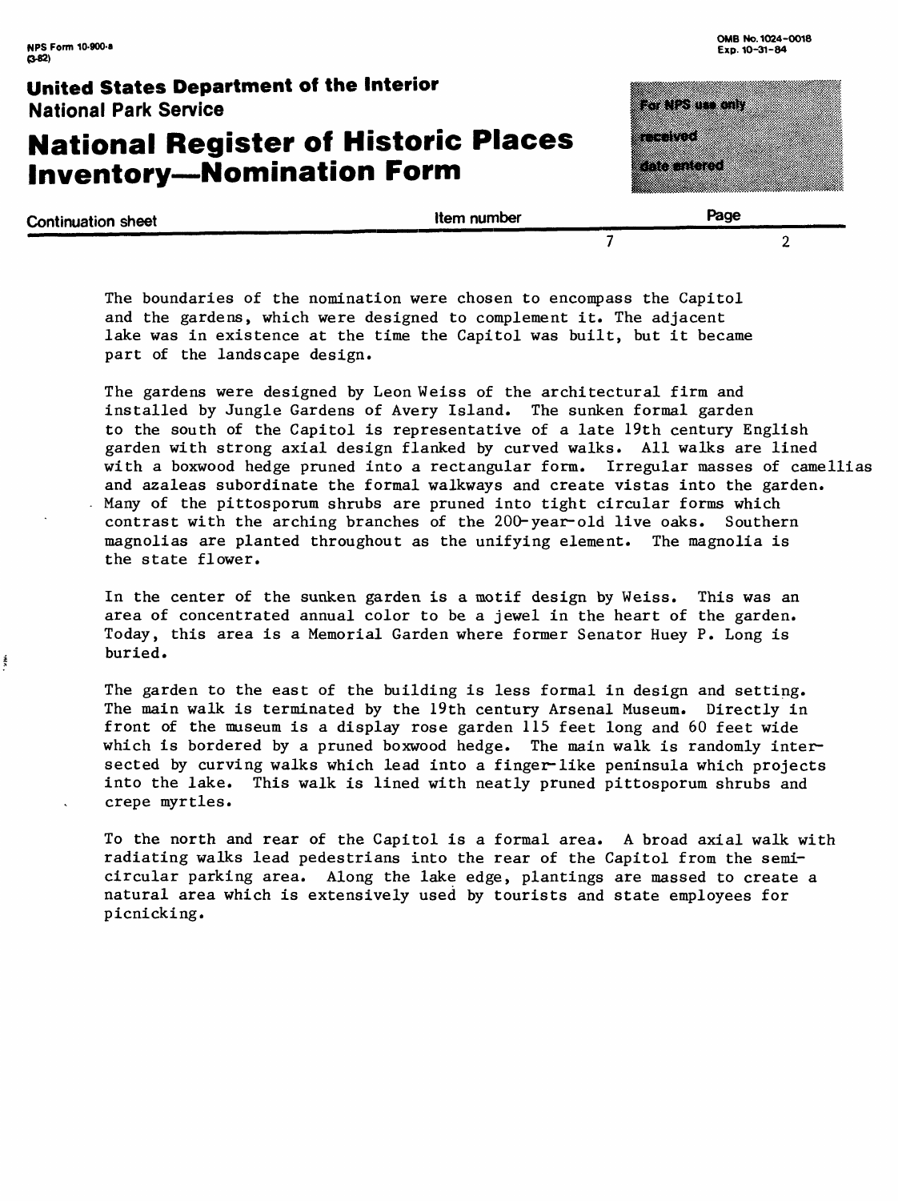The boundaries of the nomination were chosen to encompass the Capitol and the gardens, which were designed to complement it. The adjacent lake was in existence at the time the Capitol was built, but it became part of the landscape design.

The gardens were designed by Leon Weiss of the architectural firm and installed by Jungle Gardens of Avery Island. The sunken formal garden to the south of the Capitol is representative of a late 19th century English garden with strong axial design flanked by curved walks. All walks are lined with a boxwood hedge pruned into a rectangular form. Irregular masses of camellias and azaleas subordinate the formal walkways and create vistas into the garden. Many of the pittosporum shrubs are pruned into tight circular forms which contrast with the arching branches of the 200-year-old live oaks. Southern magnolias are planted throughout as the unifying element. The magnolia is the state flower.

In the center of the sunken garden is a motif design by Weiss. This was an area of concentrated annual color to be a jewel in the heart of the garden. Today, this area is a Memorial Garden where former Senator Huey P. Long is buried.

The garden to the east of the building is less formal in design and setting. The main walk is terminated by the 19th century Arsenal Museum. Directly in front of the museum is a display rose garden 115 feet long and 60 feet wide which is bordered by a pruned boxwood hedge. The main walk is randomly intersected by curving walks which lead into a finger-like peninsula which projects into the lake. This walk is lined with neatly pruned pittosporum shrubs and crepe myrtles.

To the north and rear of the Capitol is a formal area. A broad axial walk with radiating walks lead pedestrians into the rear of the Capitol from the semicircular parking area. Along the lake edge, plantings are massed to create a natural area which is extensively used by tourists and state employees for picnicking.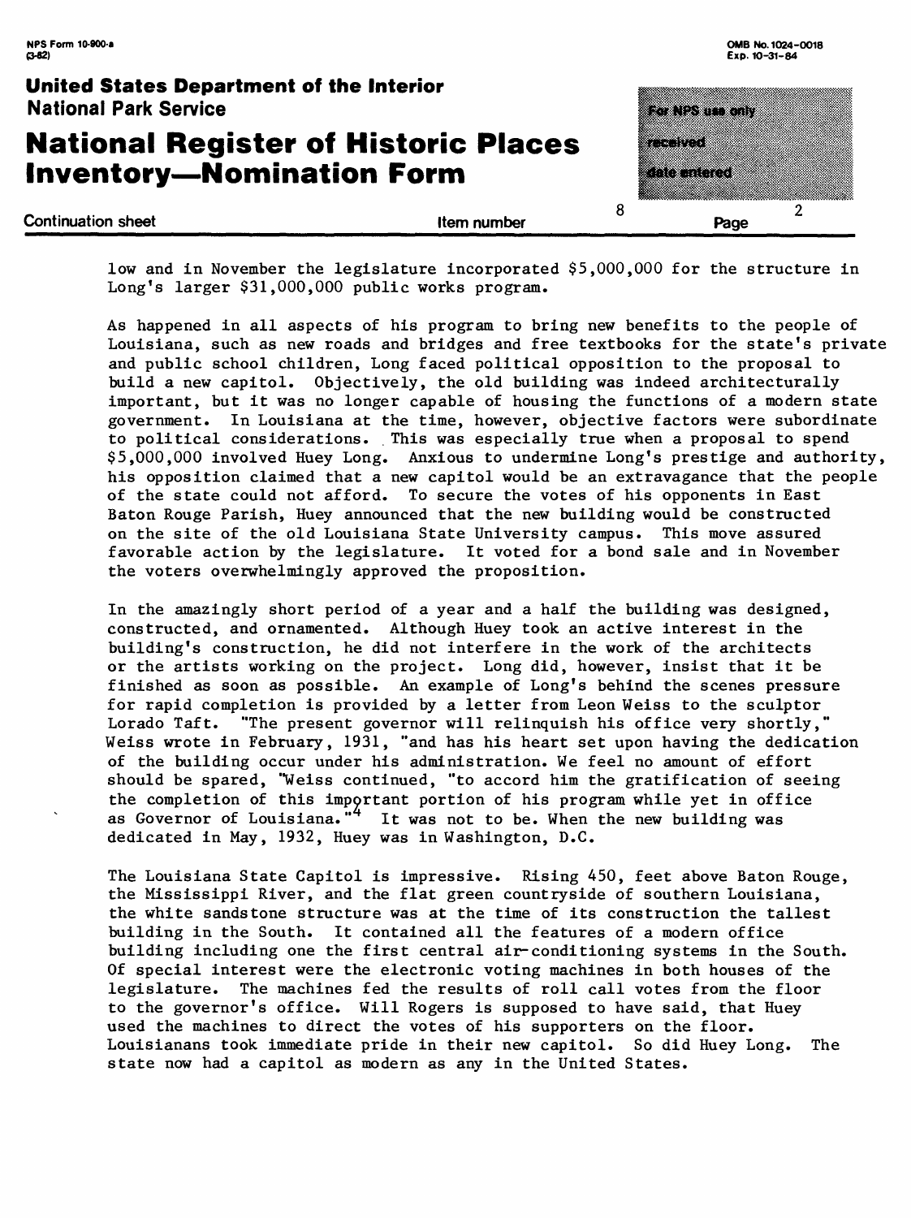low and in November the legislature incorporated $5,000,000 for the structure in Long's larger $31,000,000 public works program.

As happened in all aspects of his program to bring new benefits to the people of Louisiana, such as new roads and bridges and free textbooks for the state's private and public school children, Long faced political opposition to the proposal to build a new capitol. Objectively, the old building was indeed architecturally important, but it was no longer capable of housing the functions of a modern state government. In Louisiana at the time, however, objective factors were subordinate to political considerations. This was especially true when a proposal to spend $5,000,000 involved Huey Long. Anxious to undermine Long's prestige and authority, his opposition claimed that a new capitol would be an extravagance that the people of the state could not afford. To secure the votes of his opponents in East Baton Rouge Parish, Huey announced that the new building would be constructed on the site of the old Louisiana State University campus. This move assured favorable action by the legislature. It voted for a bond sale and in November the voters overwhelmingly approved the proposition.

In the amazingly short period of a year and a half the building was designed, constructed, and ornamented. Although Huey took an active interest in the building's construction, he did not interfere in the work of the architects or the artists working on the project. Long did, however, insist that it be finished as soon as possible. An example of Long's behind the scenes pressure for rapid completion is provided by a letter from Leon Weiss to the sculptor Lorado Taft. "The present governor will relinquish his office very shortly," Weiss wrote in February, 1931, "and has his heart set upon having the dedication of the building occur under his administration. We feel no amount of effort should be spared, "Weiss continued, "to accord him the gratification of seeing the completion of this important portion of his program while yet in office as Governor of Louisiana."[4] It was not to be. When the new building was dedicated in May, 1932, Huey was in Washington, D.C.

The Louisiana State Capitol is impressive. Rising 450, feet above Baton Rouge, the Mississippi River, and the flat green countryside of southern Louisiana, the white sandstone structure was at the time of its construction the tallest building in the South. It contained all the features of a modern office building including one the first central air-conditioning systems in the South. Of special interest were the electronic voting machines in both houses of the legislature. The machines fed the results of roll call votes from the floor to the governor's office. Will Rogers is supposed to have said, that Huey used the machines to direct the votes of his supporters on the floor. Louisianans took immediate pride in their new capitol. So did Huey Long. The state now had a capitol as modern as any in the United States.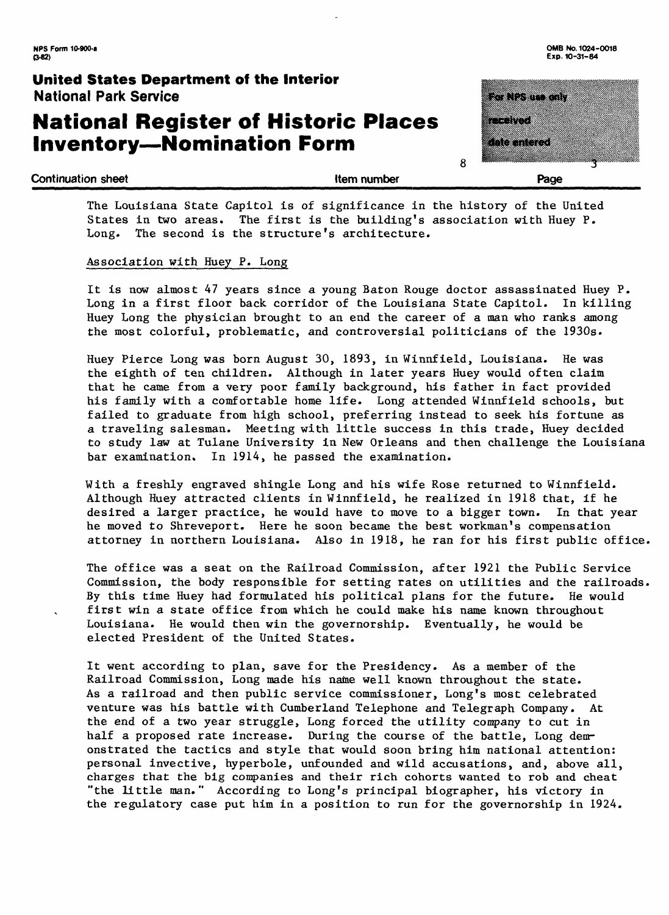The Louisiana State Capitol is of significance in the history of the United States in two areas. The first is the building's association with Huey P. Long. The second is the structure's architecture.

Association with Huey P. Long

It is now almost 47 years since a young Baton Rouge doctor assassinated Huey P. Long in a first floor back corridor of the Louisiana State Capitol. In killing Huey Long the physician brought to an end the career of a man who ranks among the most colorful, problematic, and controversial politicians of the 1930s.

Huey Pierce Long was born August 30, 1893, in Winnfield, Louisiana. He was the eighth of ten children. Although in later years Huey would often claim that he came from a very poor family background, his father in fact provided his family with a comfortable home life. Long attended Winnfield schools, but failed to graduate from high school, preferring instead to seek his fortune as a traveling salesman. Meeting with little success in this trade, Huey decided to study law at Tulane University in New Orleans and then challenge the Louisiana bar examination. In 1914, he passed the examination.

With a freshly engraved shingle Long and his wife Rose returned to Winnfield. Although Huey attracted clients in Winnfield, he realized in 1918 that, if he desired a larger practice, he would have to move to a bigger town. In that year he moved to Shreveport. Here he soon became the best workman's compensation attorney in northern Louisiana. Also in 1918, he ran for his first public office.

The office was a seat on the Railroad Commission, after 1921 the Public Service Commission, the body responsible for setting rates on utilities and the railroads. By this time Huey had formulated his political plans for the future. He would first win a state office from which he could make his name known throughout Louisiana. He would then win the governorship. Eventually, he would be elected President of the United States.

It went according to plan, save for the Presidency. As a member of the Railroad Commission, Long made his name well known throughout the state. As a railroad and then public service commissioner, Long's most celebrated venture was his battle with Cumberland Telephone and Telegraph Company. At the end of a two year struggle, Long forced the utility company to cut in half a proposed rate increase. During the course of the battle, Long demonstrated the tactics and style that would soon bring him national attention: personal invective, hyperbole, unfounded and wild accusations, and, above all, charges that the big companies and their rich cohorts wanted to rob and cheat "the little man." According to Long's principal biographer, his victory in the regulatory case put him in a position to run for the governorship in 1924.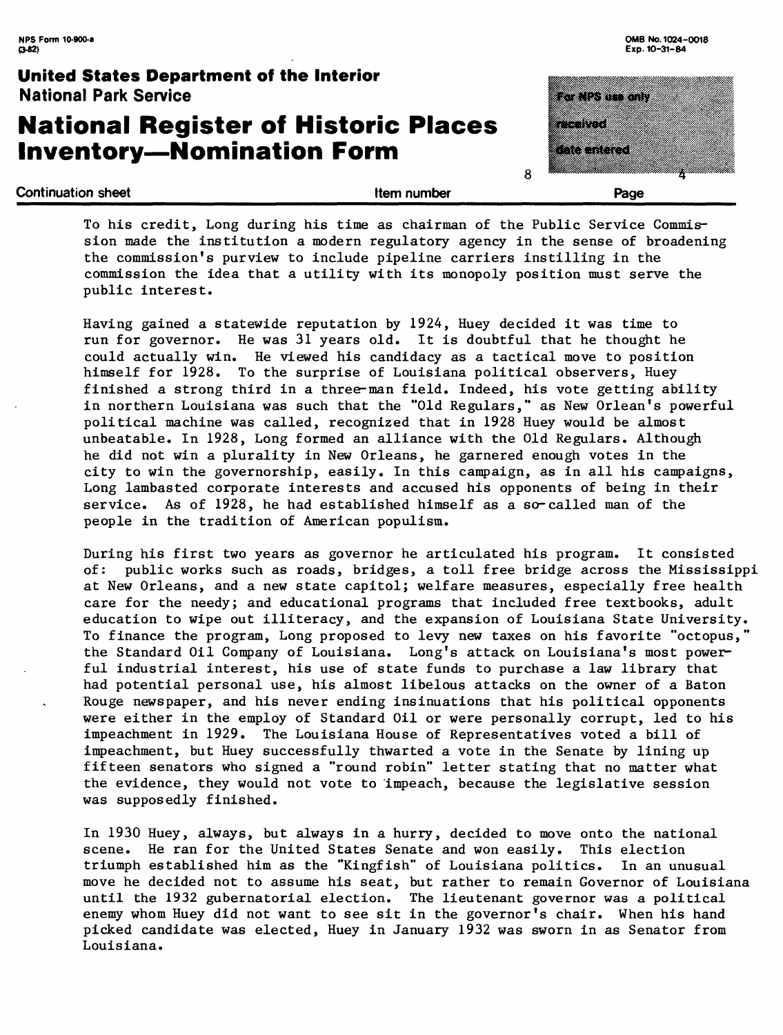To his credit, Long during his time as chairman of the Public Service Commission made the institution a modern regulatory agency in the sense of broadening the commission's purview to include pipeline carriers instilling in the commission the idea that a utility with its monopoly position must serve the public interest.

Having gained a statewide reputation by 1924, Huey decided it was time to run for governor. He was 31 years old. It is doubtful that he thought he could actually win. He viewed his candidacy as a tactical move to position himself for 1928. To the surprise of Louisiana political observers, Huey finished a strong third in a three-man field. Indeed, his vote getting ability in northern Louisiana was such that the "Old Regulars," as New Orlean's powerful political machine was called, recognized that in 1928 Huey would be almost unbeatable. In 1928, Long formed an alliance with the Old Regulars. Although he did not win a plurality in New Orleans, he garnered enough votes in the city to win the governorship, easily. In this campaign, as in all his campaigns, Long lambasted corporate interests and accused his opponents of being in their service. As of 1928, he had established himself as a so-called man of the people in the tradition of American populism.

During his first two years as governor he articulated his program. It consisted of: public works such as roads, bridges, a toll free bridge across the Mississippi at New Orleans, and a new state capitol; welfare measures, especially free health care for the needy; and educational programs that included free textbooks, adult education to wipe out illiteracy, and the expansion of Louisiana State University. To finance the program, Long proposed to levy new taxes on his favorite "octopus," the Standard Oil Company of Louisiana. Long's attack on Louisiana's most powerful industrial interest, his use of state funds to purchase a law library that had potential personal use, his almost libelous attacks on the owner of a Baton Rouge newspaper, and his never ending insinuations that his political opponents were either in the employ of Standard Oil or were personally corrupt, led to his impeachment in 1929. The Louisiana House of Representatives voted a bill of impeachment, but Huey successfully thwarted a vote in the Senate by lining up fifteen senators who signed a "round robin" letter stating that no matter what the evidence, they would not vote to impeach, because the legislative session was supposedly finished.

In 1930 Huey, always, but always in a hurry, decided to move onto the national scene. He ran for the United States Senate and won easily. This election triumph established him as the "Kingfish" of Louisiana politics. In an unusual move he decided not to assume his seat, but rather to remain Governor of Louisiana until the 1932 gubernatorial election. The lieutenant governor was a political enemy whom Huey did not want to see sit in the governor's chair. When his hand picked candidate was elected, Huey in January 1932 was sworn in as Senator from Louisiana.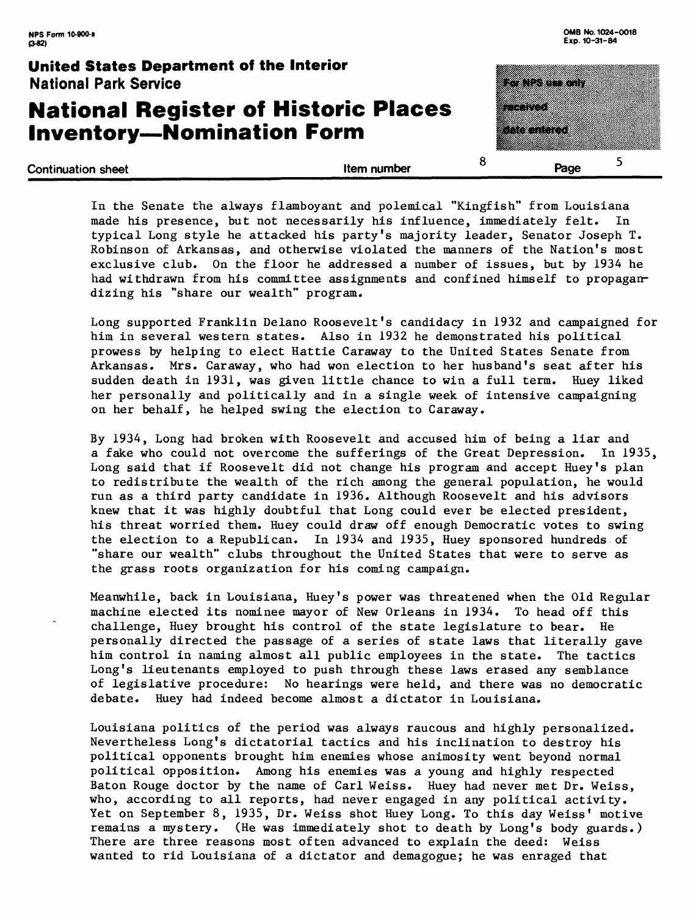In the Senate the always flamboyant and polemical "Kingfish" from Louisiana made his presence, but not necessarily his influence, immediately felt. In typical Long style he attacked his party's majority leader, Senator Joseph T. Robinson of Arkansas, and otherwise violated the manners of the Nation's most exclusive club. On the floor he addressed a number of issues, but by 1934 he had withdrawn from his committee assignments and confined himself to propagandizing his "share our wealth" program.

Long supported Franklin Delano Roosevelt's candidacy in 1932 and campaigned for him in several western states. Also in 1932 he demonstrated his political prowess by helping to elect Hattie Caraway to the United States Senate from Arkansas. Mrs. Caraway, who had won election to her husband's seat after his sudden death in 1931, was given little chance to win a full term. Huey liked her personally and politically and in a single week of intensive campaigning on her behalf, he helped swing the election to Caraway.

By 1934, Long had broken with Roosevelt and accused him of being a liar and a fake who could not overcome the sufferings of the Great Depression. In 1935, Long said that if Roosevelt did not change his program and accept Huey's plan to redistribute the wealth of the rich among the general population, he would run as a third party candidate in 1936. Although Roosevelt and his advisors knew that it was highly doubtful that Long could ever be elected president, his threat worried them. Huey could draw off enough Democratic votes to swing the election to a Republican. In 1934 and 1935, Huey sponsored hundreds of "share our wealth" clubs throughout the United States that were to serve as the grass roots organization for his coming campaign.

Meanwhile, back in Louisiana, Huey's power was threatened when the Old Regular machine elected its nominee mayor of New Orleans in 1934. To head off this challenge, Huey brought his control of the state legislature to bear. He personally directed the passage of a series of state laws that literally gave him control in naming almost all public employees in the state. The tactics Long's lieutenants employed to push through these laws erased any semblance of legislative procedure: No hearings were held, and there was no democratic debate. Huey had indeed become almost a dictator in Louisiana.

Louisiana politics of the period was always raucous and highly personalized. Nevertheless Long's dictatorial tactics and his inclination to destroy his political opponents brought him enemies whose animosity went beyond normal political opposition. Among his enemies was a young and highly respected Baton Rouge doctor by the name of Carl Weiss. Huey had never met Dr. Weiss, who, according to all reports, had never engaged in any political activity. Yet on September 8, 1935, Dr. Weiss shot Huey Long. To this day Weiss' motive remains a mystery. (He was immediately shot to death by Long's body guards.) There are three reasons most often advanced to explain the deed: Weiss wanted to rid Louisiana of a dictator and demagogue; he was enraged that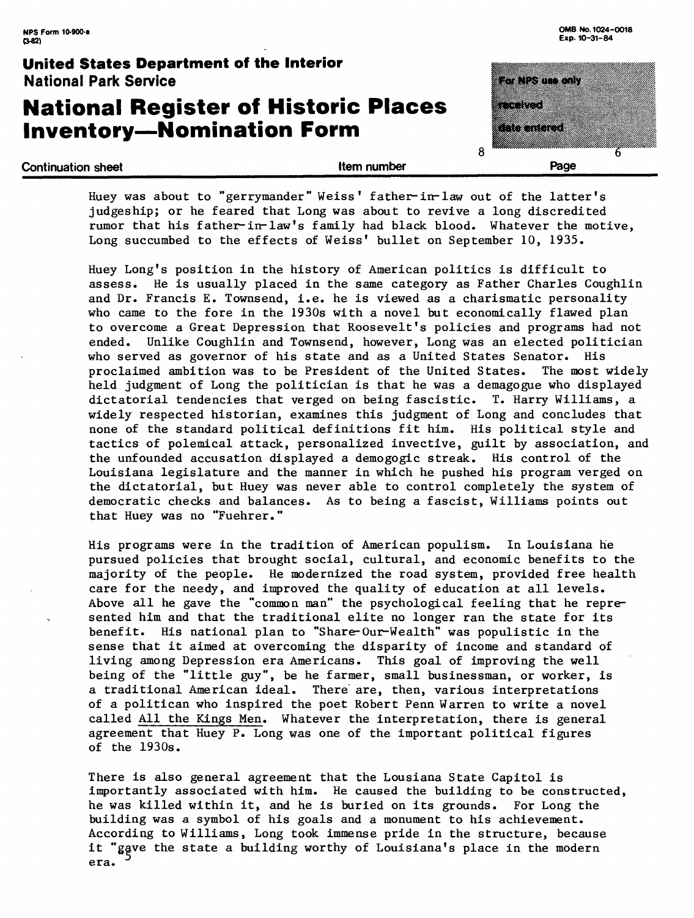Huey was about to "gerrymander" Weiss' father-in-law out of the latter's judgeship; or he feared that Long was about to revive a long discredited rumor that his father-in-law's family had black blood. Whatever the motive, Long succumbed to the effects of Weiss' bullet on September 10, 1935.

Huey Long's position in the history of American politics is difficult to assess. He is usually placed in the same category as Father Charles Coughlin and Dr. Francis E. Townsend, i.e. he is viewed as a charismatic personality who came to the fore in the 1930s with a novel but economically flawed plan to overcome a Great Depression that Roosevelt's policies and programs had not ended. Unlike Coughlin and Townsend, however, Long was an elected politician who served as governor of his state and as a United States Senator. His proclaimed ambition was to be President of the United States. The most widely held judgment of Long the politician is that he was a demagogue who displayed dictatorial tendencies that verged on being fascistic. T. Harry Williams, a widely respected historian, examines this judgment of Long and concludes that none of the standard political definitions fit him. His political style and tactics of polemical attack, personalized invective, guilt by association, and the unfounded accusation displayed a demogogic streak. His control of the Louisiana legislature and the manner in which he pushed his program verged on the dictatorial, but Huey was never able to control completely the system of democratic checks and balances. As to being a fascist, Williams points out that Huey was no "Fuehrer."

His programs were in the tradition of American populism. In Louisiana he pursued policies that brought social, cultural, and economic benefits to the majority of the people. He modernized the road system, provided free health care for the needy, and improved the quality of education at all levels. Above all he gave the "common man" the psychological feeling that he represented him and that the traditional elite no longer ran the state for its benefit. His national plan to "Share-Our-Wealth" was populistic in the sense that it aimed at overcoming the disparity of income and standard of living among Depression era Americans. This goal of improving the well being of the "little guy", be he farmer, small businessman, or worker, is a traditional American ideal. There are, then, various interpretations of a politican who inspired the poet Robert Penn Warren to write a novel called All the Kings Men. Whatever the interpretation, there is general agreement that Huey P. Long was one of the important political figures of the 1930s.

There is also general agreement that the Lousiana State Capitol is importantly associated with him. He caused the building to be constructed, he was killed within it, and he is buried on its grounds. For Long the building was a symbol of his goals and a monument to his achievement. According to Williams, Long took immense pride in the structure, because it "gave the state a building worthy of Louisiana's place in the modern era.[5]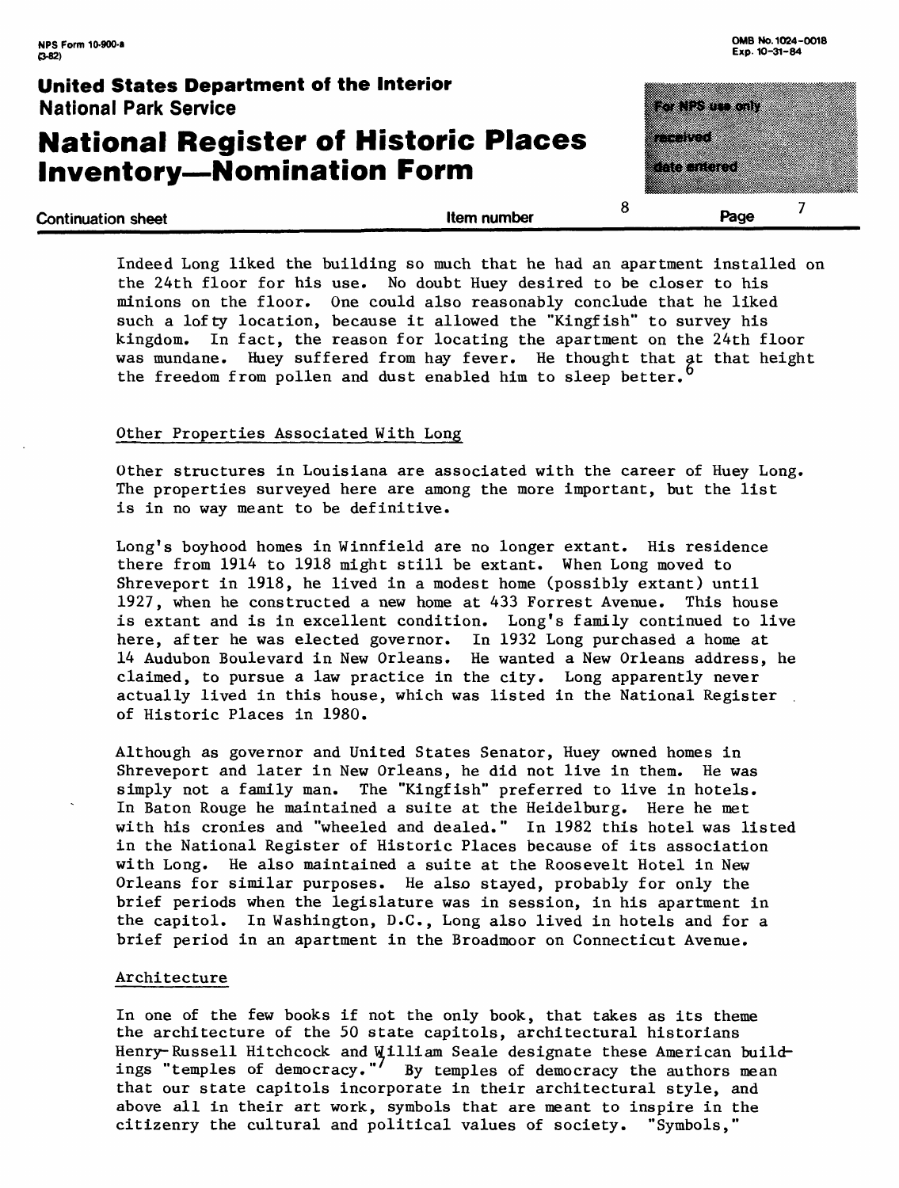Indeed Long liked the building so much that he had an apartment installed on the 24th floor for his use. No doubt Huey desired to be closer to his minions on the floor. One could also reasonably conclude that he liked such a lofty location, because it allowed the "Kingfish" to survey his kingdom. In fact, the reason for locating the apartment on the 24th floor was mundane. Huey suffered from hay fever. He thought that at that height the freedom from pollen and dust enabled him to sleep better.[6]

## Other Properties Associated With Long

Other structures in Louisiana are associated with the career of Huey Long. The properties surveyed here are among the more important, but the list is in no way meant to be definitive.

Long's boyhood homes in Winnfield are no longer extant. His residence there from 1914 to 1918 might still be extant. When Long moved to Shreveport in 1918, he lived in a modest home (possibly extant) until 1927, when he constructed a new home at 433 Forrest Avenue. This house is extant and is in excellent condition. Long's family continued to live here, after he was elected governor. In 1932 Long purchased a home at 14 Audubon Boulevard in New Orleans. He wanted a New Orleans address, he claimed, to pursue a law practice in the city. Long apparently never actually lived in this house, which was listed in the National Register of Historic Places in 1980.

Although as governor and United States Senator, Huey owned homes in Shreveport and later in New Orleans, he did not live in them. He was simply not a family man. The "Kingfish" preferred to live in hotels. In Baton Rouge he maintained a suite at the Heidelburg. Here he met with his cronies and "wheeled and dealed." In 1982 this hotel was listed in the National Register of Historic Places because of its association with Long. He also maintained a suite at the Roosevelt Hotel in New Orleans for similar purposes. He also stayed, probably for only the brief periods when the legislature was in session, in his apartment in the capitol. In Washington, D.C., Long also lived in hotels and for a brief period in an apartment in the Broadmoor on Connecticut Avenue.

## Architecture

In one of the few books if not the only book, that takes as its theme the architecture of the 50 state capitols, architectural historians Henry-Russell Hitchcock and William Seale designate these American buildings "temples of democracy."[7] By temples of democracy the authors mean that our state capitols incorporate in their architectural style, and above all in their art work, symbols that are meant to inspire in the citizenry the cultural and political values of society. "Symbols,"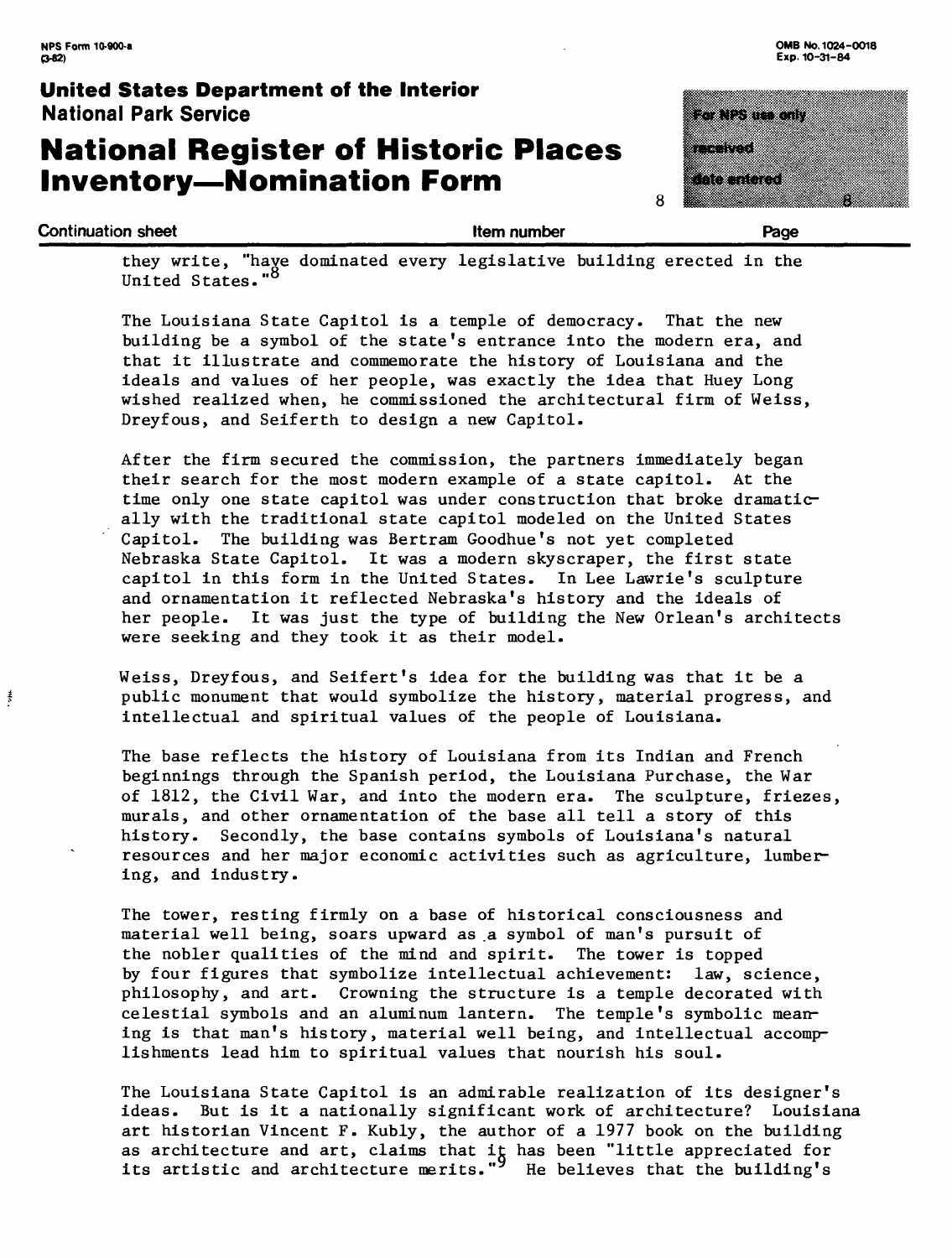they write, "have dominated every legislative building erected in the United States."[8]

The Louisiana State Capitol is a temple of democracy. That the new building be a symbol of the state's entrance into the modern era, and that it illustrate and commemorate the history of Louisiana and the ideals and values of her people, was exactly the idea that Huey Long wished realized when, he commissioned the architectural firm of Weiss, Dreyfous, and Seiferth to design a new Capitol.

After the firm secured the commission, the partners immediately began their search for the most modern example of a state capitol. At the time only one state capitol was under construction that broke dramatically with the traditional state capitol modeled on the United States Capitol. The building was Bertram Goodhue's not yet completed Nebraska State Capitol. It was a modern skyscraper, the first state capitol in this form in the United States. In Lee Lawrie's sculpture and ornamentation it reflected Nebraska's history and the ideals of her people. It was just the type of building the New Orlean's architects were seeking and they took it as their model.

Weiss, Dreyfous, and Seifert's idea for the building was that it be a public monument that would symbolize the history, material progress, and intellectual and spiritual values of the people of Louisiana.

The base reflects the history of Louisiana from its Indian and French beginnings through the Spanish period, the Louisiana Purchase, the War of 1812, the Civil War, and into the modern era. The sculpture, friezes, murals, and other ornamentation of the base all tell a story of this history. Secondly, the base contains symbols of Louisiana's natural resources and her major economic activities such as agriculture, lumbering, and industry.

The tower, resting firmly on a base of historical consciousness and material well being, soars upward as a symbol of man's pursuit of the nobler qualities of the mind and spirit. The tower is topped by four figures that symbolize intellectual achievement: law, science, philosophy, and art. Crowning the structure is a temple decorated with celestial symbols and an aluminum lantern. The temple's symbolic meaning is that man's history, material well being, and intellectual accomplishments lead him to spiritual values that nourish his soul.

The Louisiana State Capitol is an admirable realization of its designer's ideas. But is it a nationally significant work of architecture? Louisiana art historian Vincent F. Kubly, the author of a 1977 book on the building as architecture and art, claims that it has been "little appreciated for its artistic and architecture merits."[9] He believes that the building's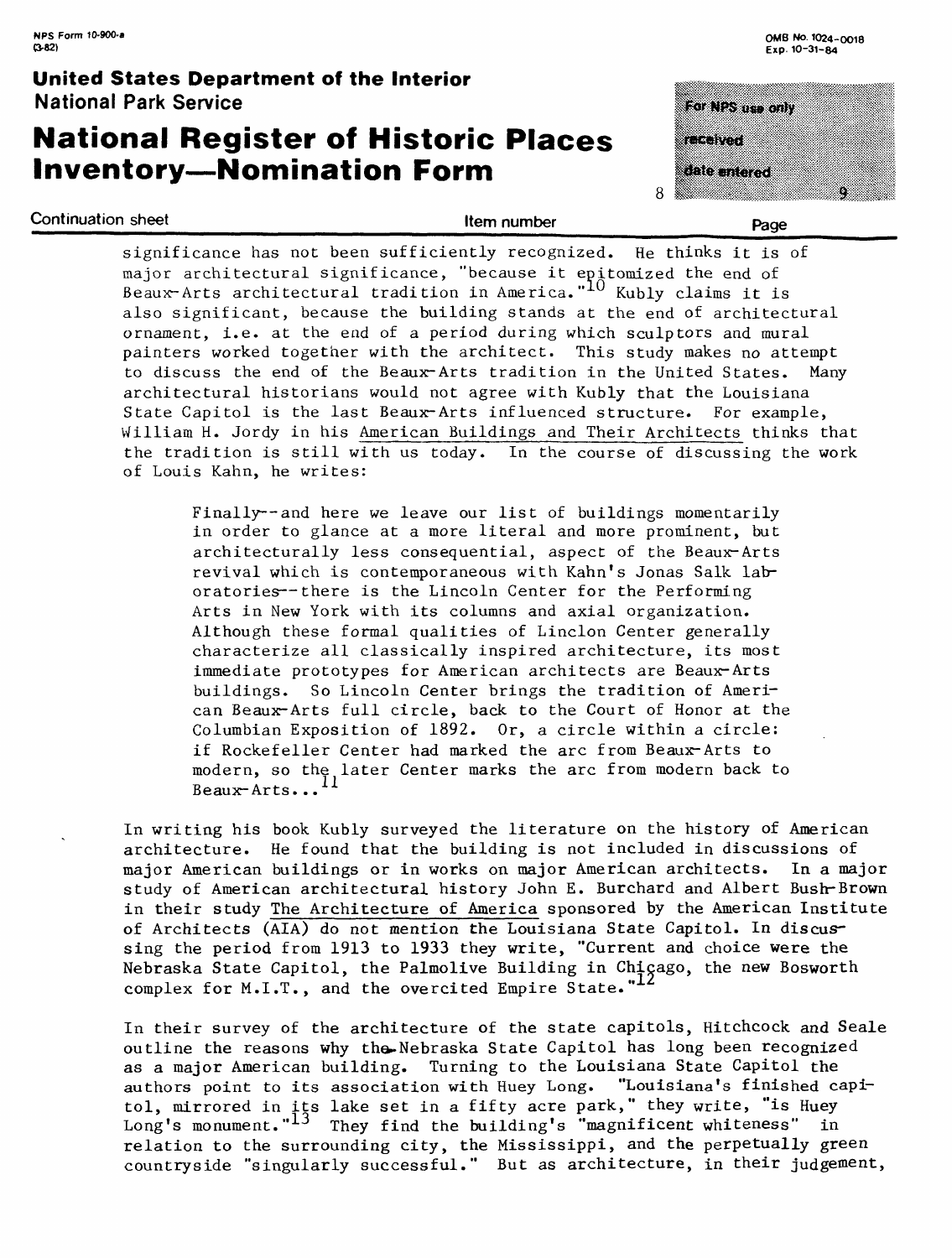significance has not been sufficiently recognized. He thinks it is of major architectural significance, "because it epitomized the end of Beaux-Arts architectural tradition in America."[10] Kubly claims it is also significant, because the building stands at the end of architectural ornament, i.e. at the end of a period during which sculptors and mural painters worked together with the architect. This study makes no attempt to discuss the end of the Beaux-Arts tradition in the United States. Many architectural historians would not agree with Kubly that the Louisiana State Capitol is the last Beaux-Arts influenced structure. For example, William H. Jordy in his American Buildings and Their Architects thinks that the tradition is still with us today. In the course of discussing the work of Louis Kahn, he writes:

> Finally--and here we leave our list of buildings momentarily in order to glance at a more literal and more prominent, but architecturally less consequential, aspect of the Beaux-Arts revival which is contemporaneous with Kahn's Jonas Salk laboratories--there is the Lincoln Center for the Performing Arts in New York with its columns and axial organization. Although these formal qualities of Linclon Center generally characterize all classically inspired architecture, its most immediate prototypes for American architects are Beaux-Arts buildings. So Lincoln Center brings the tradition of American Beaux-Arts full circle, back to the Court of Honor at the Columbian Exposition of 1892. Or, a circle within a circle: if Rockefeller Center had marked the arc from Beaux-Arts to modern, so the later Center marks the arc from modern back to Beaux-Arts...[11]

In writing his book Kubly surveyed the literature on the history of American architecture. He found that the building is not included in discussions of major American buildings or in works on major American architects. In a major study of American architectural history John E. Burchard and Albert Bush-Brown in their study The Architecture of America sponsored by the American Institute of Architects (AIA) do not mention the Louisiana State Capitol. In discussing the period from 1913 to 1933 they write, "Current and choice were the Nebraska State Capitol, the Palmolive Building in Chicago, the new Bosworth complex for M.I.T., and the overcited Empire State."[12]

In their survey of the architecture of the state capitols, Hitchcock and Seale outline the reasons why the Nebraska State Capitol has long been recognized as a major American building. Turning to the Louisiana State Capitol the authors point to its association with Huey Long. "Louisiana's finished capitol, mirrored in its lake set in a fifty acre park," they write, "is Huey Long's monument."[13] They find the building's "magnificent whiteness" in relation to the surrounding city, the Mississippi, and the perpetually green countryside "singularly successful." But as architecture, in their judgement,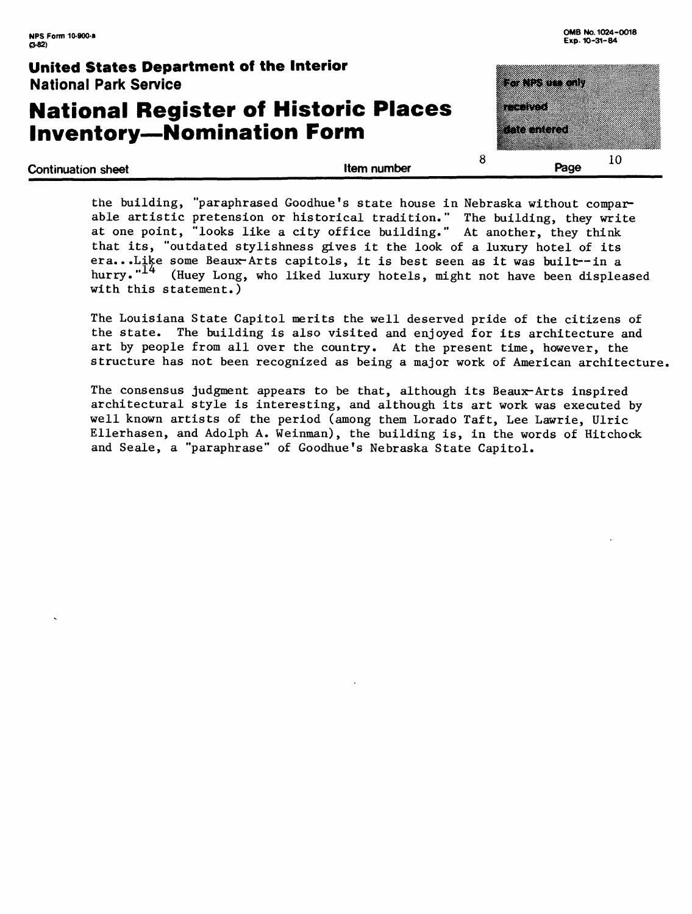the building, "paraphrased Goodhue's state house in Nebraska without comparable artistic pretension or historical tradition." The building, they write at one point, "looks like a city office building." At another, they think that its, "outdated stylishness gives it the look of a luxury hotel of its era...Like some Beaux-Arts capitols, it is best seen as it was built--in a hurry."[14] (Huey Long, who liked luxury hotels, might not have been displeased with this statement.)

The Louisiana State Capitol merits the well deserved pride of the citizens of the state. The building is also visited and enjoyed for its architecture and art by people from all over the country. At the present time, however, the structure has not been recognized as being a major work of American architecture.

The consensus judgment appears to be that, although its Beaux-Arts inspired architectural style is interesting, and although its art work was executed by well known artists of the period (among them Lorado Taft, Lee Lawrie, Ulric Ellerhasen, and Adolph A. Weinman), the building is, in the words of Hitchock and Seale, a "paraphrase" of Goodhue's Nebraska State Capitol.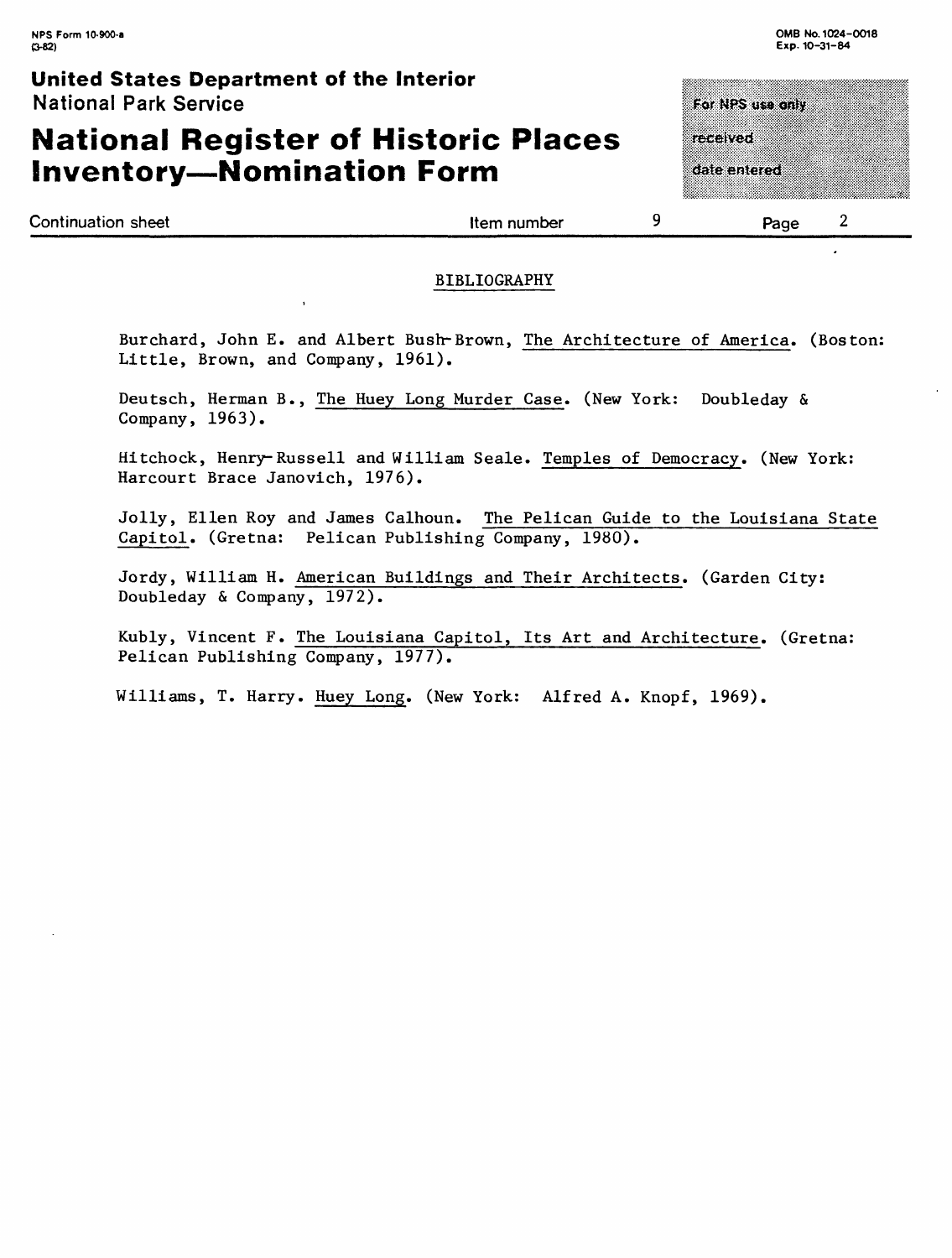## BIBLIOGRAPHY

Burchard, John E. and Albert Bush-Brown, The Architecture of America. (Boston: Little, Brown, and Company, 1961).

Deutsch, Herman B., The Huey Long Murder Case. (New York: Doubleday & Company, 1963).

Hitchock, Henry-Russell and William Seale. Temples of Democracy. (New York: Harcourt Brace Janovich, 1976).

Jolly, Ellen Roy and James Calhoun. The Pelican Guide to the Louisiana State Capitol. (Gretna: Pelican Publishing Company, 1980).

Jordy, William H. American Buildings and Their Architects. (Garden City: Doubleday & Company, 1972).

Kubly, Vincent F. The Louisiana Capitol, Its Art and Architecture. (Gretna: Pelican Publishing Company, 1977).

Williams, T. Harry. Huey Long. (New York: Alfred A. Knopf, 1969).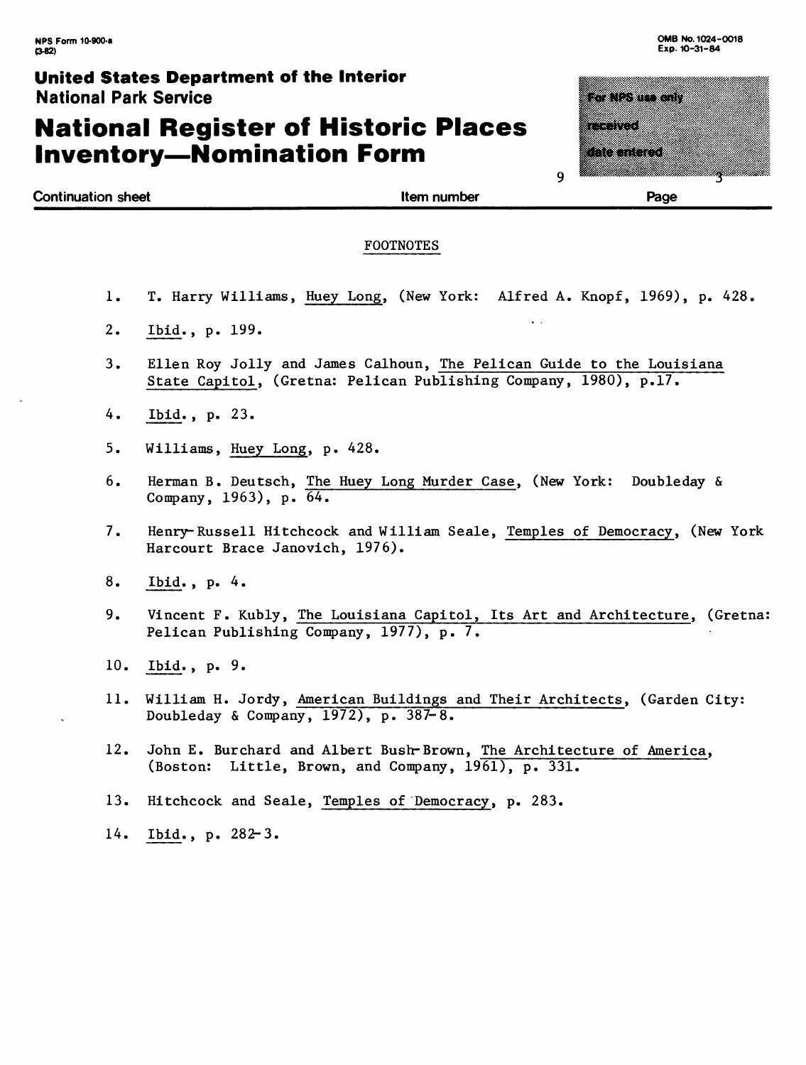## FOOTNOTES

1. T. Harry Williams, Huey Long, (New York: Alfred A. Knopf, 1969), p. 428.
2. Ibid., p. 199.
3. Ellen Roy Jolly and James Calhoun, The Pelican Guide to the Louisiana State Capitol, (Gretna: Pelican Publishing Company, 1980), p.17.
4. Ibid., p. 23.
5. Williams, Huey Long, p. 428.
6. Herman B. Deutsch, The Huey Long Murder Case, (New York: Doubleday & Company, 1963), p. 64.
7. Henry-Russell Hitchcock and William Seale, Temples of Democracy, (New York Harcourt Brace Janovich, 1976).
8. Ibid., p. 4.
9. Vincent F. Kubly, The Louisiana Capitol, Its Art and Architecture, (Gretna: Pelican Publishing Company, 1977), p. 7.
10. Ibid., p. 9.
11. William H. Jordy, American Buildings and Their Architects, (Garden City: Doubleday & Company, 1972), p. 387-8.
12. John E. Burchard and Albert Bush-Brown, The Architecture of America, (Boston: Little, Brown, and Company, 1961), p. 331.
13. Hitchcock and Seale, Temples of Democracy, p. 283.
14. Ibid., p. 282-3.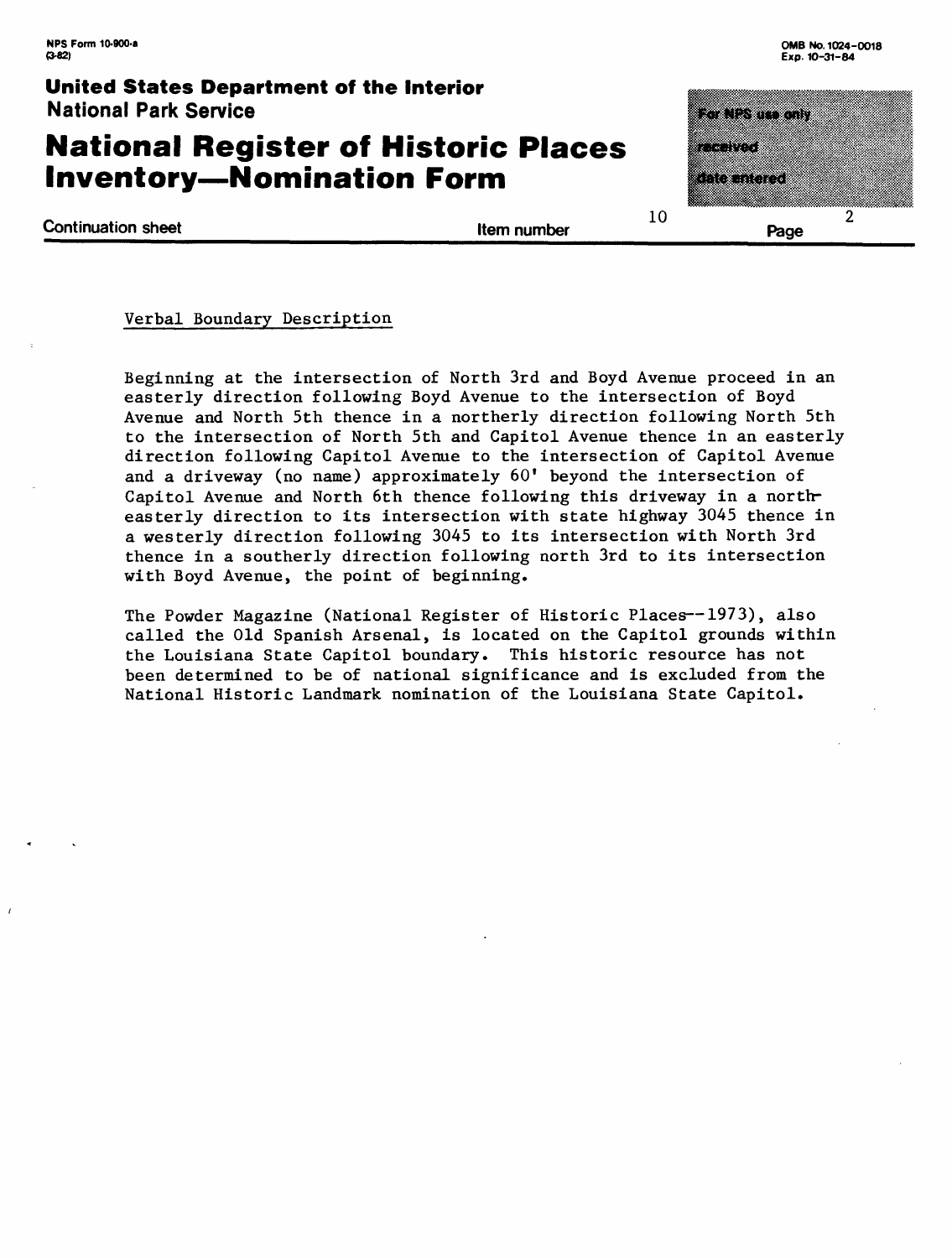Verbal Boundary Description

Beginning at the intersection of North 3rd and Boyd Avenue proceed in an easterly direction following Boyd Avenue to the intersection of Boyd Avenue and North 5th thence in a northerly direction following North 5th to the intersection of North 5th and Capitol Avenue thence in an easterly direction following Capitol Avenue to the intersection of Capitol Avenue and a driveway (no name) approximately 60' beyond the intersection of Capitol Avenue and North 6th thence following this driveway in a northeasterly direction to its intersection with state highway 3045 thence in a westerly direction following 3045 to its intersection with North 3rd thence in a southerly direction following north 3rd to its intersection with Boyd Avenue, the point of beginning.

The Powder Magazine (National Register of Historic Places--1973), also called the Old Spanish Arsenal, is located on the Capitol grounds within the Louisiana State Capitol boundary. This historic resource has not been determined to be of national significance and is excluded from the National Historic Landmark nomination of the Louisiana State Capitol.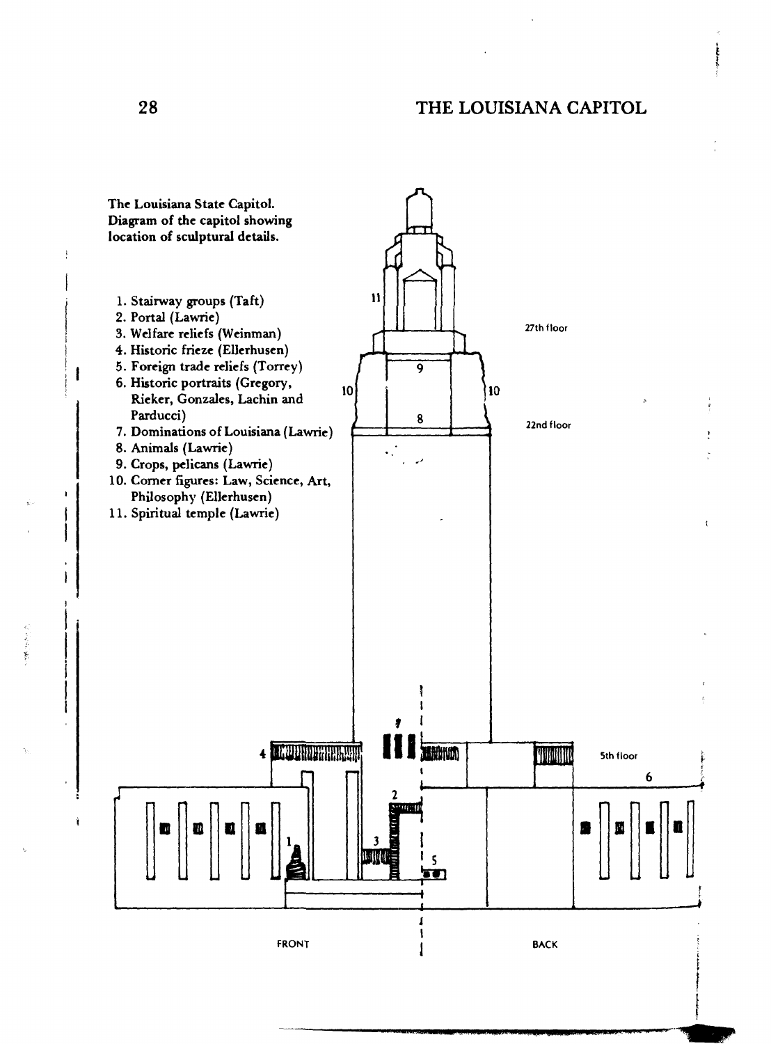The Louisiana State Capitol.
Diagram of the capitol showing location of sculptural details.

1. Stairway groups (Taft)
2. Portal (Lawrie)
3. Welfare reliefs (Weinman)
4. Historic frieze (Ellerhusen)
5. Foreign trade reliefs (Torrey)
6. Historic portraits (Gregory, Rieker, Gonzales, Lachin and Parducci)
7. Dominations of Louisiana (Lawrie)
8. Animals (Lawrie)
9. Crops, pelicans (Lawrie)
10. Corner figures: Law, Science, Art, Philosophy (Ellerhusen)
11. Spiritual temple (Lawrie)

27th floor

22nd floor

5th floor

FRONT

BACK